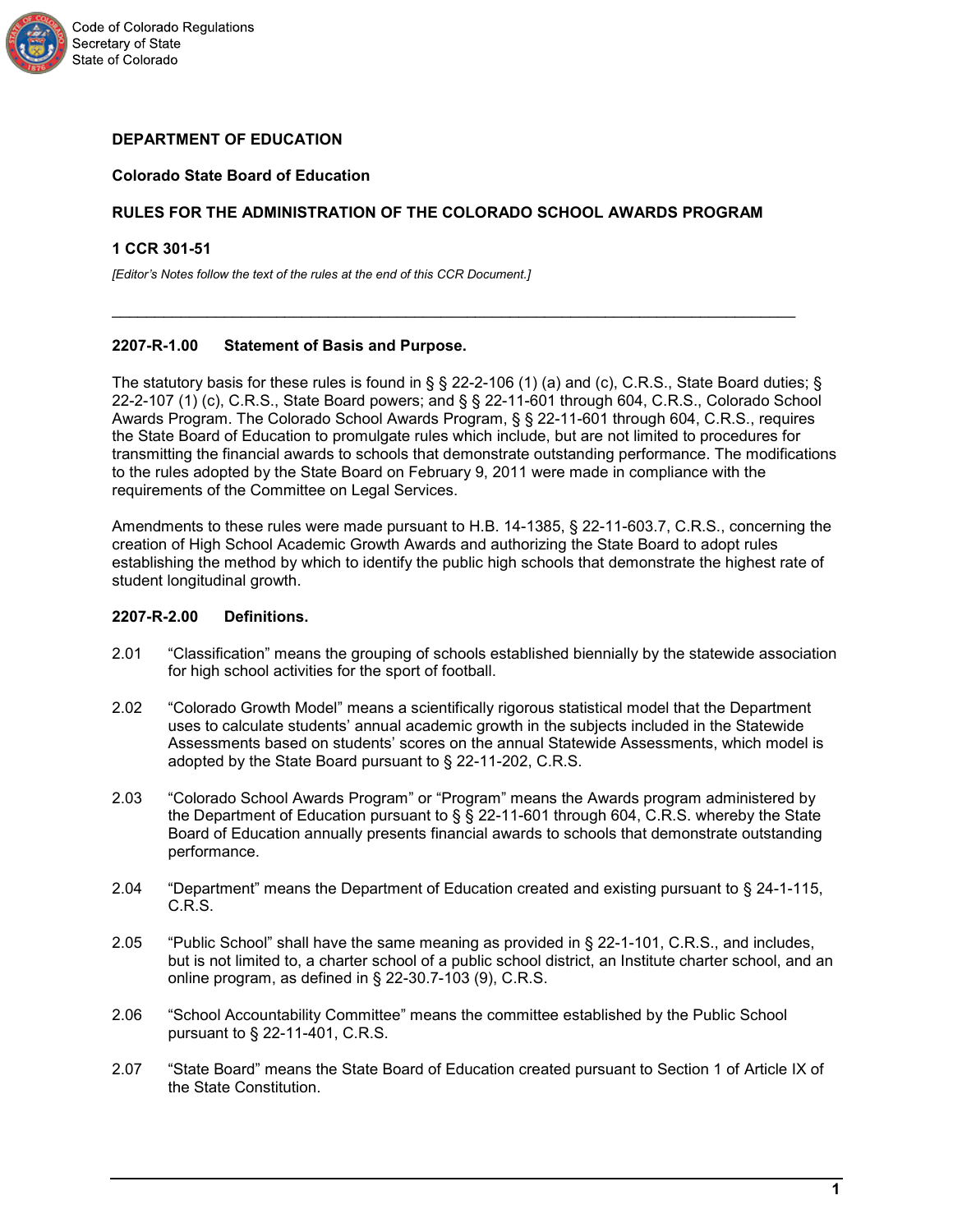**DEPARTMENT OF EDUCATION**

**Colorado State Board of Education**

**RULES FOR THE ADMINISTRATION OF THE COLORADO SCHOOL AWARDS PROGRAM**

**1 CCR 301-51**

*[Editor's Notes follow the text of the rules at the end of this CCR Document.]*

---

**2207-R-1.00 Statement of Basis and Purpose.**

The statutory basis for these rules is found in § § 22-2-106 (1) (a) and (c), C.R.S., State Board duties; § 22-2-107 (1) (c), C.R.S., State Board powers; and § § 22-11-601 through 604, C.R.S., Colorado School Awards Program. The Colorado School Awards Program, § § 22-11-601 through 604, C.R.S., requires the State Board of Education to promulgate rules which include, but are not limited to procedures for transmitting the financial awards to schools that demonstrate outstanding performance. The modifications to the rules adopted by the State Board on February 9, 2011 were made in compliance with the requirements of the Committee on Legal Services.

Amendments to these rules were made pursuant to H.B. 14-1385, § 22-11-603.7, C.R.S., concerning the creation of High School Academic Growth Awards and authorizing the State Board to adopt rules establishing the method by which to identify the public high schools that demonstrate the highest rate of student longitudinal growth.

**2207-R-2.00 Definitions.**

2.01 "Classification" means the grouping of schools established biennially by the statewide association for high school activities for the sport of football.

2.02 "Colorado Growth Model" means a scientifically rigorous statistical model that the Department uses to calculate students' annual academic growth in the subjects included in the Statewide Assessments based on students' scores on the annual Statewide Assessments, which model is adopted by the State Board pursuant to § 22-11-202, C.R.S.

2.03 "Colorado School Awards Program" or "Program" means the Awards program administered by the Department of Education pursuant to § § 22-11-601 through 604, C.R.S. whereby the State Board of Education annually presents financial awards to schools that demonstrate outstanding performance.

2.04 "Department" means the Department of Education created and existing pursuant to § 24-1-115, C.R.S.

2.05 "Public School" shall have the same meaning as provided in § 22-1-101, C.R.S., and includes, but is not limited to, a charter school of a public school district, an Institute charter school, and an online program, as defined in § 22-30.7-103 (9), C.R.S.

2.06 "School Accountability Committee" means the committee established by the Public School pursuant to § 22-11-401, C.R.S.

2.07 "State Board" means the State Board of Education created pursuant to Section 1 of Article IX of the State Constitution.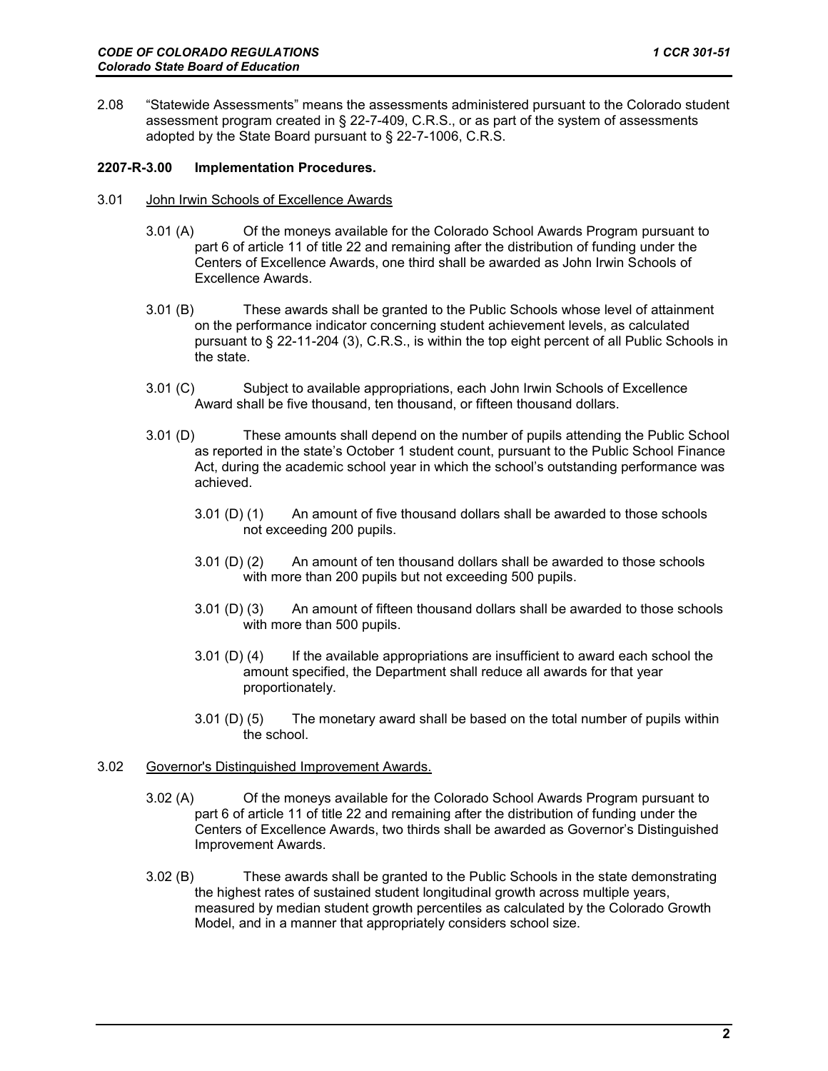2.08 "Statewide Assessments" means the assessments administered pursuant to the Colorado student assessment program created in § 22-7-409, C.R.S., or as part of the system of assessments adopted by the State Board pursuant to § 22-7-1006, C.R.S.

**2207-R-3.00 Implementation Procedures.**

3.01 John Irwin Schools of Excellence Awards

3.01 (A) Of the moneys available for the Colorado School Awards Program pursuant to part 6 of article 11 of title 22 and remaining after the distribution of funding under the Centers of Excellence Awards, one third shall be awarded as John Irwin Schools of Excellence Awards.

3.01 (B) These awards shall be granted to the Public Schools whose level of attainment on the performance indicator concerning student achievement levels, as calculated pursuant to § 22-11-204 (3), C.R.S., is within the top eight percent of all Public Schools in the state.

3.01 (C) Subject to available appropriations, each John Irwin Schools of Excellence Award shall be five thousand, ten thousand, or fifteen thousand dollars.

3.01 (D) These amounts shall depend on the number of pupils attending the Public School as reported in the state's October 1 student count, pursuant to the Public School Finance Act, during the academic school year in which the school's outstanding performance was achieved.

3.01 (D) (1) An amount of five thousand dollars shall be awarded to those schools not exceeding 200 pupils.

3.01 (D) (2) An amount of ten thousand dollars shall be awarded to those schools with more than 200 pupils but not exceeding 500 pupils.

3.01 (D) (3) An amount of fifteen thousand dollars shall be awarded to those schools with more than 500 pupils.

3.01 (D) (4) If the available appropriations are insufficient to award each school the amount specified, the Department shall reduce all awards for that year proportionately.

3.01 (D) (5) The monetary award shall be based on the total number of pupils within the school.

3.02 Governor's Distinguished Improvement Awards.

3.02 (A) Of the moneys available for the Colorado School Awards Program pursuant to part 6 of article 11 of title 22 and remaining after the distribution of funding under the Centers of Excellence Awards, two thirds shall be awarded as Governor's Distinguished Improvement Awards.

3.02 (B) These awards shall be granted to the Public Schools in the state demonstrating the highest rates of sustained student longitudinal growth across multiple years, measured by median student growth percentiles as calculated by the Colorado Growth Model, and in a manner that appropriately considers school size.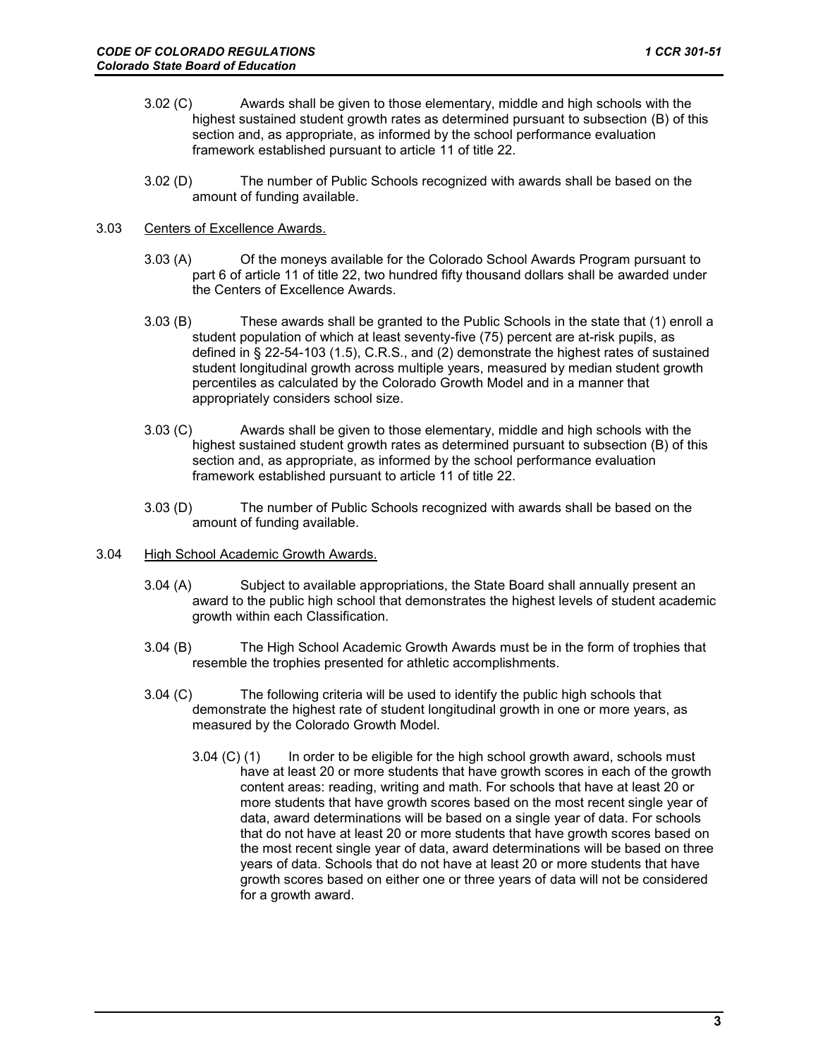3.02 (C) Awards shall be given to those elementary, middle and high schools with the highest sustained student growth rates as determined pursuant to subsection (B) of this section and, as appropriate, as informed by the school performance evaluation framework established pursuant to article 11 of title 22.

3.02 (D) The number of Public Schools recognized with awards shall be based on the amount of funding available.

3.03 Centers of Excellence Awards.

3.03 (A) Of the moneys available for the Colorado School Awards Program pursuant to part 6 of article 11 of title 22, two hundred fifty thousand dollars shall be awarded under the Centers of Excellence Awards.

3.03 (B) These awards shall be granted to the Public Schools in the state that (1) enroll a student population of which at least seventy-five (75) percent are at-risk pupils, as defined in § 22-54-103 (1.5), C.R.S., and (2) demonstrate the highest rates of sustained student longitudinal growth across multiple years, measured by median student growth percentiles as calculated by the Colorado Growth Model and in a manner that appropriately considers school size.

3.03 (C) Awards shall be given to those elementary, middle and high schools with the highest sustained student growth rates as determined pursuant to subsection (B) of this section and, as appropriate, as informed by the school performance evaluation framework established pursuant to article 11 of title 22.

3.03 (D) The number of Public Schools recognized with awards shall be based on the amount of funding available.

3.04 High School Academic Growth Awards.

3.04 (A) Subject to available appropriations, the State Board shall annually present an award to the public high school that demonstrates the highest levels of student academic growth within each Classification.

3.04 (B) The High School Academic Growth Awards must be in the form of trophies that resemble the trophies presented for athletic accomplishments.

3.04 (C) The following criteria will be used to identify the public high schools that demonstrate the highest rate of student longitudinal growth in one or more years, as measured by the Colorado Growth Model.

3.04 (C) (1) In order to be eligible for the high school growth award, schools must have at least 20 or more students that have growth scores in each of the growth content areas: reading, writing and math. For schools that have at least 20 or more students that have growth scores based on the most recent single year of data, award determinations will be based on a single year of data. For schools that do not have at least 20 or more students that have growth scores based on the most recent single year of data, award determinations will be based on three years of data. Schools that do not have at least 20 or more students that have growth scores based on either one or three years of data will not be considered for a growth award.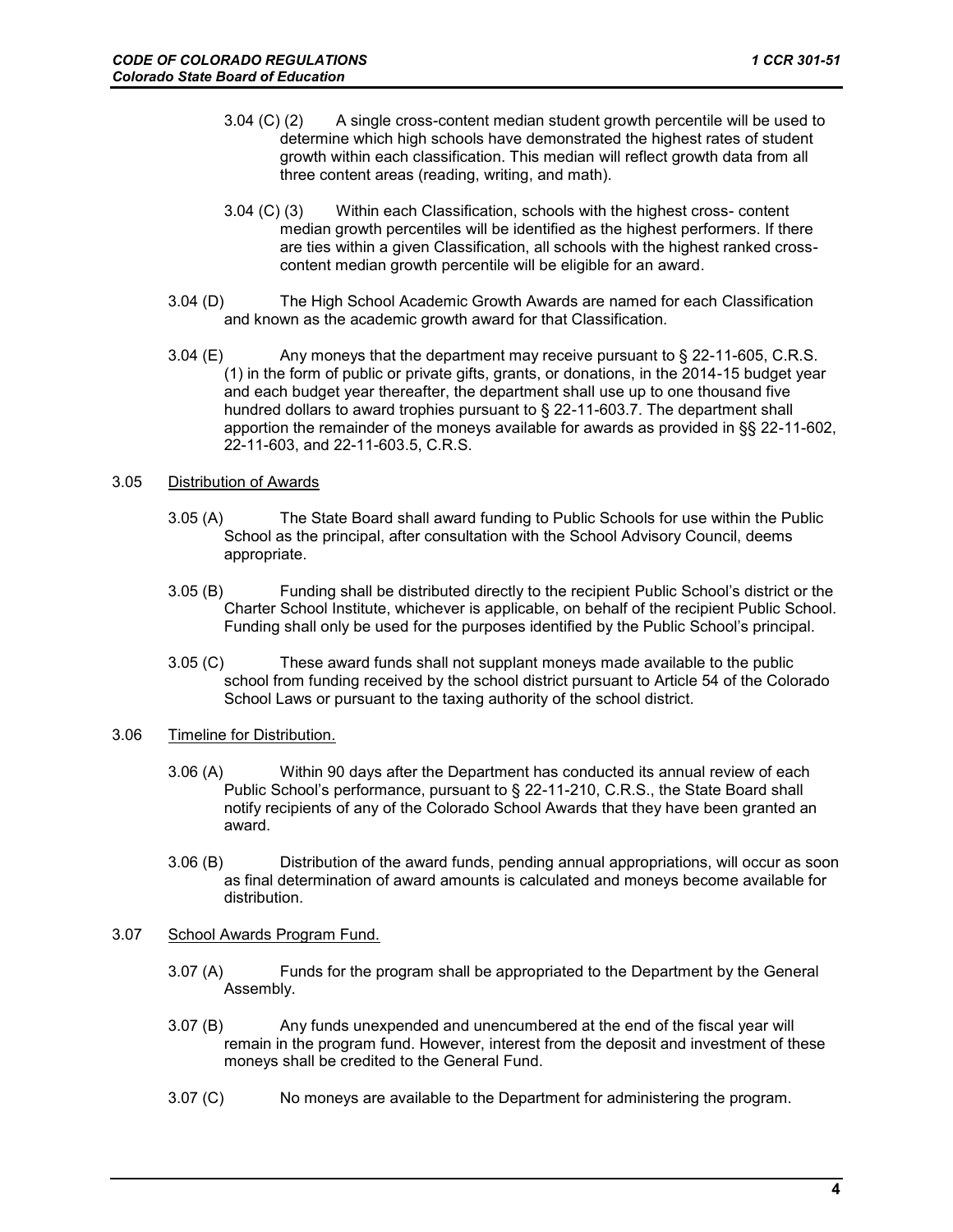3.04 (C) (2) A single cross-content median student growth percentile will be used to determine which high schools have demonstrated the highest rates of student growth within each classification. This median will reflect growth data from all three content areas (reading, writing, and math).

3.04 (C) (3) Within each Classification, schools with the highest cross- content median growth percentiles will be identified as the highest performers. If there are ties within a given Classification, all schools with the highest ranked cross-content median growth percentile will be eligible for an award.

3.04 (D) The High School Academic Growth Awards are named for each Classification and known as the academic growth award for that Classification.

3.04 (E) Any moneys that the department may receive pursuant to § 22-11-605, C.R.S. (1) in the form of public or private gifts, grants, or donations, in the 2014-15 budget year and each budget year thereafter, the department shall use up to one thousand five hundred dollars to award trophies pursuant to § 22-11-603.7. The department shall apportion the remainder of the moneys available for awards as provided in §§ 22-11-602, 22-11-603, and 22-11-603.5, C.R.S.

3.05 <u>Distribution of Awards</u>

3.05 (A) The State Board shall award funding to Public Schools for use within the Public School as the principal, after consultation with the School Advisory Council, deems appropriate.

3.05 (B) Funding shall be distributed directly to the recipient Public School's district or the Charter School Institute, whichever is applicable, on behalf of the recipient Public School. Funding shall only be used for the purposes identified by the Public School's principal.

3.05 (C) These award funds shall not supplant moneys made available to the public school from funding received by the school district pursuant to Article 54 of the Colorado School Laws or pursuant to the taxing authority of the school district.

3.06 <u>Timeline for Distribution.</u>

3.06 (A) Within 90 days after the Department has conducted its annual review of each Public School's performance, pursuant to § 22-11-210, C.R.S., the State Board shall notify recipients of any of the Colorado School Awards that they have been granted an award.

3.06 (B) Distribution of the award funds, pending annual appropriations, will occur as soon as final determination of award amounts is calculated and moneys become available for distribution.

3.07 <u>School Awards Program Fund.</u>

3.07 (A) Funds for the program shall be appropriated to the Department by the General Assembly.

3.07 (B) Any funds unexpended and unencumbered at the end of the fiscal year will remain in the program fund. However, interest from the deposit and investment of these moneys shall be credited to the General Fund.

3.07 (C) No moneys are available to the Department for administering the program.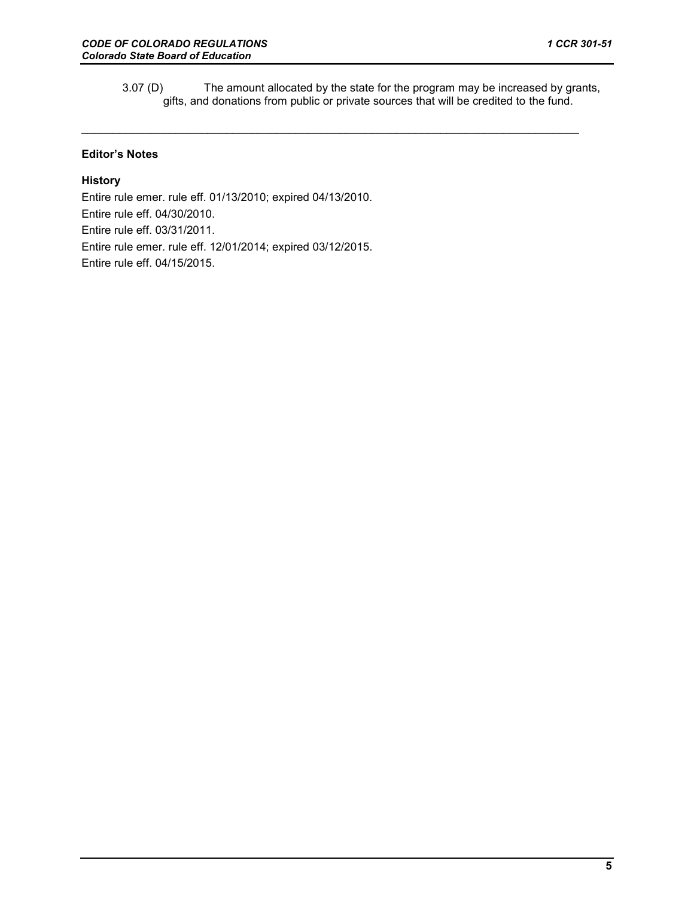3.07 (D) The amount allocated by the state for the program may be increased by grants, gifts, and donations from public or private sources that will be credited to the fund.

---

**Editor's Notes**

**History**

Entire rule emer. rule eff. 01/13/2010; expired 04/13/2010.

Entire rule eff. 04/30/2010.

Entire rule eff. 03/31/2011.

Entire rule emer. rule eff. 12/01/2014; expired 03/12/2015.

Entire rule eff. 04/15/2015.